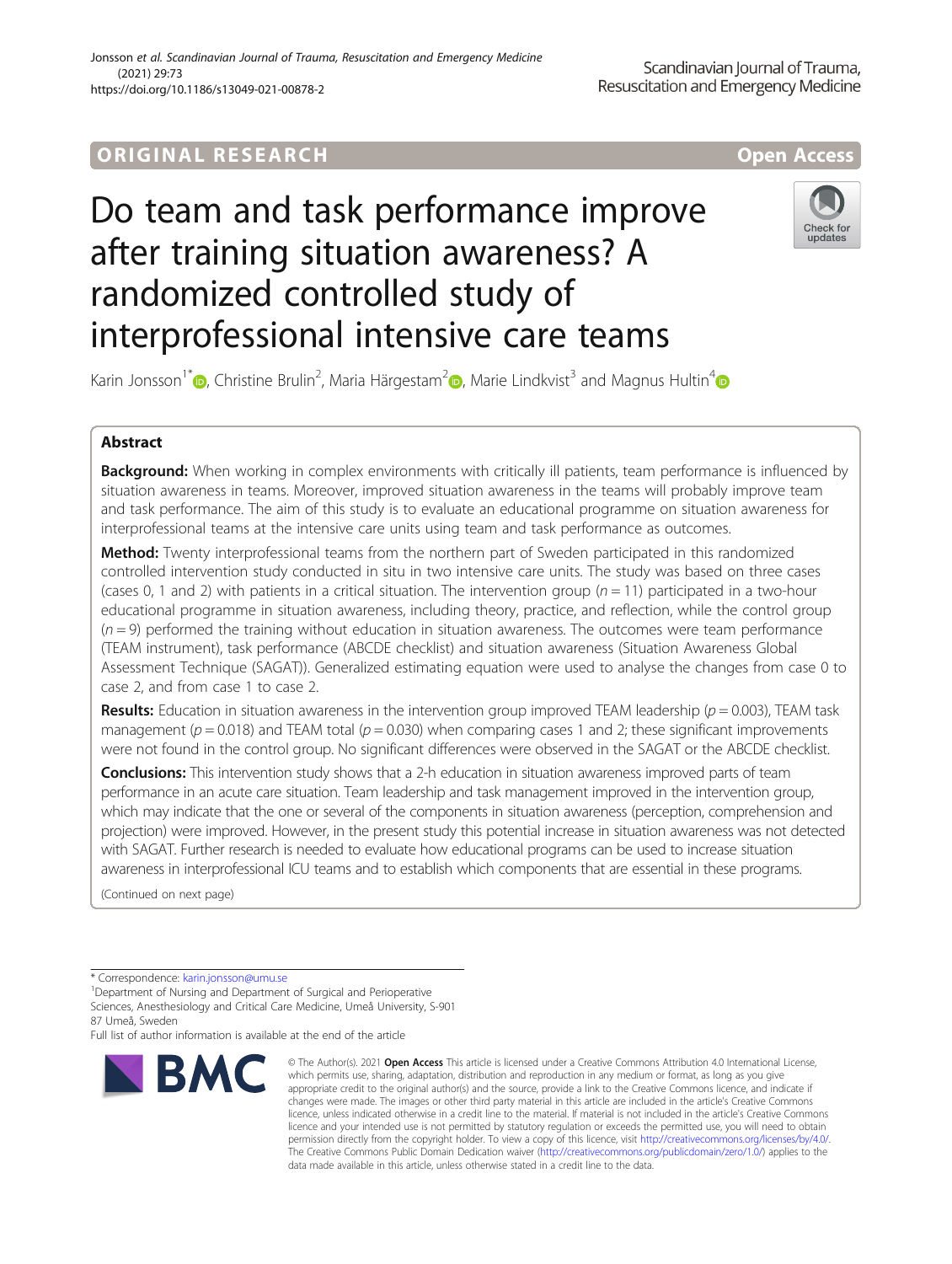ORIGINAL RESEARCH

Open Access

# Do team and task performance improve after training situation awareness? A randomized controlled study of interprofessional intensive care teams

Karin Jonsson[1*], Christine Brulin[2], Maria Härgestam[2], Marie Lindkvist[3] and Magnus Hultin[4]

## Abstract

**Background:** When working in complex environments with critically ill patients, team performance is influenced by situation awareness in teams. Moreover, improved situation awareness in the teams will probably improve team and task performance. The aim of this study is to evaluate an educational programme on situation awareness for interprofessional teams at the intensive care units using team and task performance as outcomes.

**Method:** Twenty interprofessional teams from the northern part of Sweden participated in this randomized controlled intervention study conducted in situ in two intensive care units. The study was based on three cases (cases 0, 1 and 2) with patients in a critical situation. The intervention group ($n = 11$) participated in a two-hour educational programme in situation awareness, including theory, practice, and reflection, while the control group ($n = 9$) performed the training without education in situation awareness. The outcomes were team performance (TEAM instrument), task performance (ABCDE checklist) and situation awareness (Situation Awareness Global Assessment Technique (SAGAT)). Generalized estimating equation were used to analyse the changes from case 0 to case 2, and from case 1 to case 2.

**Results:** Education in situation awareness in the intervention group improved TEAM leadership ($p = 0.003$), TEAM task management ($p = 0.018$) and TEAM total ($p = 0.030$) when comparing cases 1 and 2; these significant improvements were not found in the control group. No significant differences were observed in the SAGAT or the ABCDE checklist.

**Conclusions:** This intervention study shows that a 2-h education in situation awareness improved parts of team performance in an acute care situation. Team leadership and task management improved in the intervention group, which may indicate that the one or several of the components in situation awareness (perception, comprehension and projection) were improved. However, in the present study this potential increase in situation awareness was not detected with SAGAT. Further research is needed to evaluate how educational programs can be used to increase situation awareness in interprofessional ICU teams and to establish which components that are essential in these programs.

(Continued on next page)

\* Correspondence: karin.jonsson@umu.se

[1]Department of Nursing and Department of Surgical and Perioperative Sciences, Anesthesiology and Critical Care Medicine, Umeå University, S-901 87 Umeå, Sweden

Full list of author information is available at the end of the article

© The Author(s). 2021 **Open Access** This article is licensed under a Creative Commons Attribution 4.0 International License, which permits use, sharing, adaptation, distribution and reproduction in any medium or format, as long as you give appropriate credit to the original author(s) and the source, provide a link to the Creative Commons licence, and indicate if changes were made. The images or other third party material in this article are included in the article's Creative Commons licence, unless indicated otherwise in a credit line to the material. If material is not included in the article's Creative Commons licence and your intended use is not permitted by statutory regulation or exceeds the permitted use, you will need to obtain permission directly from the copyright holder. To view a copy of this licence, visit http://creativecommons.org/licenses/by/4.0/. The Creative Commons Public Domain Dedication waiver (http://creativecommons.org/publicdomain/zero/1.0/) applies to the data made available in this article, unless otherwise stated in a credit line to the data.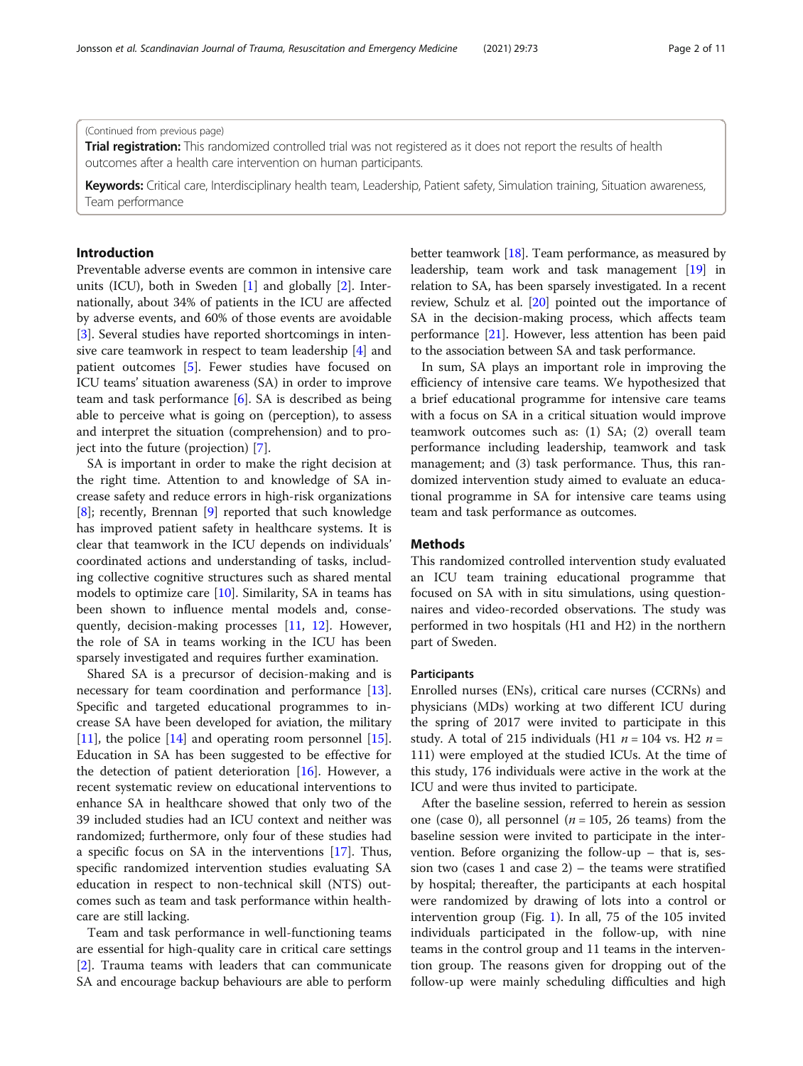(Continued from previous page)

**Trial registration:** This randomized controlled trial was not registered as it does not report the results of health outcomes after a health care intervention on human participants.

**Keywords:** Critical care, Interdisciplinary health team, Leadership, Patient safety, Simulation training, Situation awareness, Team performance

## Introduction

Preventable adverse events are common in intensive care units (ICU), both in Sweden [1] and globally [2]. Internationally, about 34% of patients in the ICU are affected by adverse events, and 60% of those events are avoidable [3]. Several studies have reported shortcomings in intensive care teamwork in respect to team leadership [4] and patient outcomes [5]. Fewer studies have focused on ICU teams' situation awareness (SA) in order to improve team and task performance [6]. SA is described as being able to perceive what is going on (perception), to assess and interpret the situation (comprehension) and to project into the future (projection) [7].

SA is important in order to make the right decision at the right time. Attention to and knowledge of SA increase safety and reduce errors in high-risk organizations [8]; recently, Brennan [9] reported that such knowledge has improved patient safety in healthcare systems. It is clear that teamwork in the ICU depends on individuals' coordinated actions and understanding of tasks, including collective cognitive structures such as shared mental models to optimize care [10]. Similarity, SA in teams has been shown to influence mental models and, consequently, decision-making processes [11, 12]. However, the role of SA in teams working in the ICU has been sparsely investigated and requires further examination.

Shared SA is a precursor of decision-making and is necessary for team coordination and performance [13]. Specific and targeted educational programmes to increase SA have been developed for aviation, the military [11], the police [14] and operating room personnel [15]. Education in SA has been suggested to be effective for the detection of patient deterioration [16]. However, a recent systematic review on educational interventions to enhance SA in healthcare showed that only two of the 39 included studies had an ICU context and neither was randomized; furthermore, only four of these studies had a specific focus on SA in the interventions [17]. Thus, specific randomized intervention studies evaluating SA education in respect to non-technical skill (NTS) outcomes such as team and task performance within healthcare are still lacking.

Team and task performance in well-functioning teams are essential for high-quality care in critical care settings [2]. Trauma teams with leaders that can communicate SA and encourage backup behaviours are able to perform better teamwork [18]. Team performance, as measured by leadership, team work and task management [19] in relation to SA, has been sparsely investigated. In a recent review, Schulz et al. [20] pointed out the importance of SA in the decision-making process, which affects team performance [21]. However, less attention has been paid to the association between SA and task performance.

In sum, SA plays an important role in improving the efficiency of intensive care teams. We hypothesized that a brief educational programme for intensive care teams with a focus on SA in a critical situation would improve teamwork outcomes such as: (1) SA; (2) overall team performance including leadership, teamwork and task management; and (3) task performance. Thus, this randomized intervention study aimed to evaluate an educational programme in SA for intensive care teams using team and task performance as outcomes.

## Methods

This randomized controlled intervention study evaluated an ICU team training educational programme that focused on SA with in situ simulations, using questionnaires and video-recorded observations. The study was performed in two hospitals (H1 and H2) in the northern part of Sweden.

### Participants

Enrolled nurses (ENs), critical care nurses (CCRNs) and physicians (MDs) working at two different ICU during the spring of 2017 were invited to participate in this study. A total of 215 individuals (H1 $n = 104$ vs. H2 $n = 111$) were employed at the studied ICUs. At the time of this study, 176 individuals were active in the work at the ICU and were thus invited to participate.

After the baseline session, referred to herein as session one (case 0), all personnel ($n = 105$, 26 teams) from the baseline session were invited to participate in the intervention. Before organizing the follow-up – that is, session two (cases 1 and case 2) – the teams were stratified by hospital; thereafter, the participants at each hospital were randomized by drawing of lots into a control or intervention group (Fig. 1). In all, 75 of the 105 invited individuals participated in the follow-up, with nine teams in the control group and 11 teams in the intervention group. The reasons given for dropping out of the follow-up were mainly scheduling difficulties and high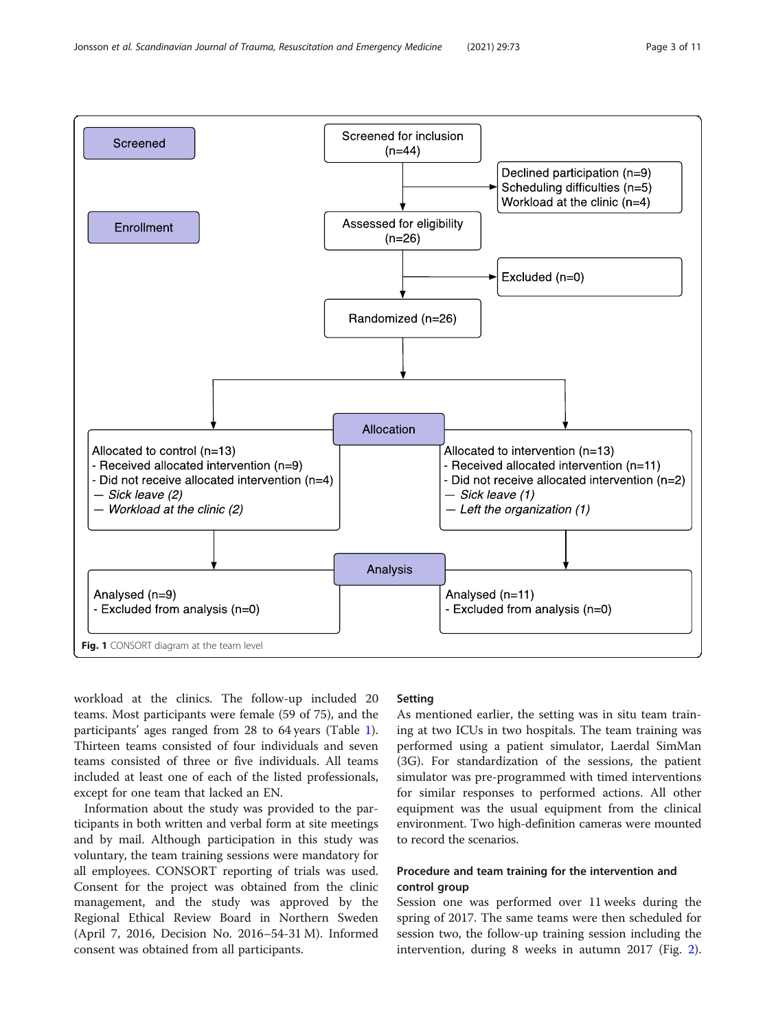Screened

Screened for inclusion (n=44)

Declined participation (n=9)
Scheduling difficulties (n=5)
Workload at the clinic (n=4)

Enrollment

Assessed for eligibility (n=26)

Excluded (n=0)

Randomized (n=26)

Allocation

Allocated to control (n=13)
- Received allocated intervention (n=9)
- Did not receive allocated intervention (n=4)
— *Sick leave (2)*
— *Workload at the clinic (2)*

Allocated to intervention (n=13)
- Received allocated intervention (n=11)
- Did not receive allocated intervention (n=2)
— *Sick leave (1)*
— *Left the organization (1)*

Analysis

Analysed (n=9)
- Excluded from analysis (n=0)

Analysed (n=11)
- Excluded from analysis (n=0)

**Fig. 1** CONSORT diagram at the team level

workload at the clinics. The follow-up included 20 teams. Most participants were female (59 of 75), and the participants' ages ranged from 28 to 64 years (Table 1). Thirteen teams consisted of four individuals and seven teams consisted of three or five individuals. All teams included at least one of each of the listed professionals, except for one team that lacked an EN.

Information about the study was provided to the participants in both written and verbal form at site meetings and by mail. Although participation in this study was voluntary, the team training sessions were mandatory for all employees. CONSORT reporting of trials was used. Consent for the project was obtained from the clinic management, and the study was approved by the Regional Ethical Review Board in Northern Sweden (April 7, 2016, Decision No. 2016–54-31 M). Informed consent was obtained from all participants.

## Setting

As mentioned earlier, the setting was in situ team training at two ICUs in two hospitals. The team training was performed using a patient simulator, Laerdal SimMan (3G). For standardization of the sessions, the patient simulator was pre-programmed with timed interventions for similar responses to performed actions. All other equipment was the usual equipment from the clinical environment. Two high-definition cameras were mounted to record the scenarios.

## Procedure and team training for the intervention and control group

Session one was performed over 11 weeks during the spring of 2017. The same teams were then scheduled for session two, the follow-up training session including the intervention, during 8 weeks in autumn 2017 (Fig. 2).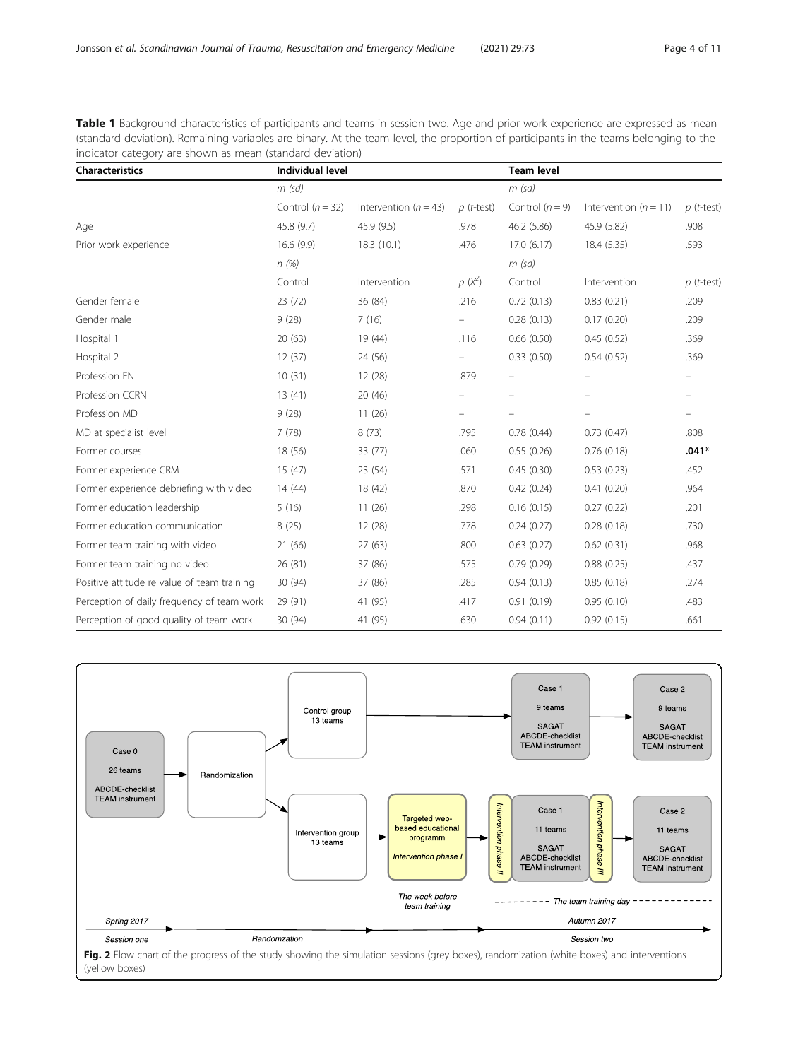**Table 1** Background characteristics of participants and teams in session two. Age and prior work experience are expressed as mean (standard deviation). Remaining variables are binary. At the team level, the proportion of participants in the teams belonging to the indicator category are shown as mean (standard deviation)

| Characteristics | Individual level | | | Team level | | |
|---|---|---|---|---|---|---|
| | m (sd) | | | m (sd) | | |
| | Control (n = 32) | Intervention (n = 43) | p (t-test) | Control (n = 9) | Intervention (n = 11) | p (t-test) |
| Age | 45.8 (9.7) | 45.9 (9.5) | .978 | 46.2 (5.86) | 45.9 (5.82) | .908 |
| Prior work experience | 16.6 (9.9) | 18.3 (10.1) | .476 | 17.0 (6.17) | 18.4 (5.35) | .593 |
| | n (%) | | | m (sd) | | |
| | Control | Intervention | p ($X^2$) | Control | Intervention | p (t-test) |
| Gender female | 23 (72) | 36 (84) | .216 | 0.72 (0.13) | 0.83 (0.21) | .209 |
| Gender male | 9 (28) | 7 (16) | – | 0.28 (0.13) | 0.17 (0.20) | .209 |
| Hospital 1 | 20 (63) | 19 (44) | .116 | 0.66 (0.50) | 0.45 (0.52) | .369 |
| Hospital 2 | 12 (37) | 24 (56) | – | 0.33 (0.50) | 0.54 (0.52) | .369 |
| Profession EN | 10 (31) | 12 (28) | .879 | – | – | – |
| Profession CCRN | 13 (41) | 20 (46) | – | – | – | – |
| Profession MD | 9 (28) | 11 (26) | – | – | – | – |
| MD at specialist level | 7 (78) | 8 (73) | .795 | 0.78 (0.44) | 0.73 (0.47) | .808 |
| Former courses | 18 (56) | 33 (77) | .060 | 0.55 (0.26) | 0.76 (0.18) | **.041*** |
| Former experience CRM | 15 (47) | 23 (54) | .571 | 0.45 (0.30) | 0.53 (0.23) | .452 |
| Former experience debriefing with video | 14 (44) | 18 (42) | .870 | 0.42 (0.24) | 0.41 (0.20) | .964 |
| Former education leadership | 5 (16) | 11 (26) | .298 | 0.16 (0.15) | 0.27 (0.22) | .201 |
| Former education communication | 8 (25) | 12 (28) | .778 | 0.24 (0.27) | 0.28 (0.18) | .730 |
| Former team training with video | 21 (66) | 27 (63) | .800 | 0.63 (0.27) | 0.62 (0.31) | .968 |
| Former team training no video | 26 (81) | 37 (86) | .575 | 0.79 (0.29) | 0.88 (0.25) | .437 |
| Positive attitude re value of team training | 30 (94) | 37 (86) | .285 | 0.94 (0.13) | 0.85 (0.18) | .274 |
| Perception of daily frequency of team work | 29 (91) | 41 (95) | .417 | 0.91 (0.19) | 0.95 (0.10) | .483 |
| Perception of good quality of team work | 30 (94) | 41 (95) | .630 | 0.94 (0.11) | 0.92 (0.15) | .661 |

**Fig. 2** Flow chart of the progress of the study showing the simulation sessions (grey boxes), randomization (white boxes) and interventions (yellow boxes)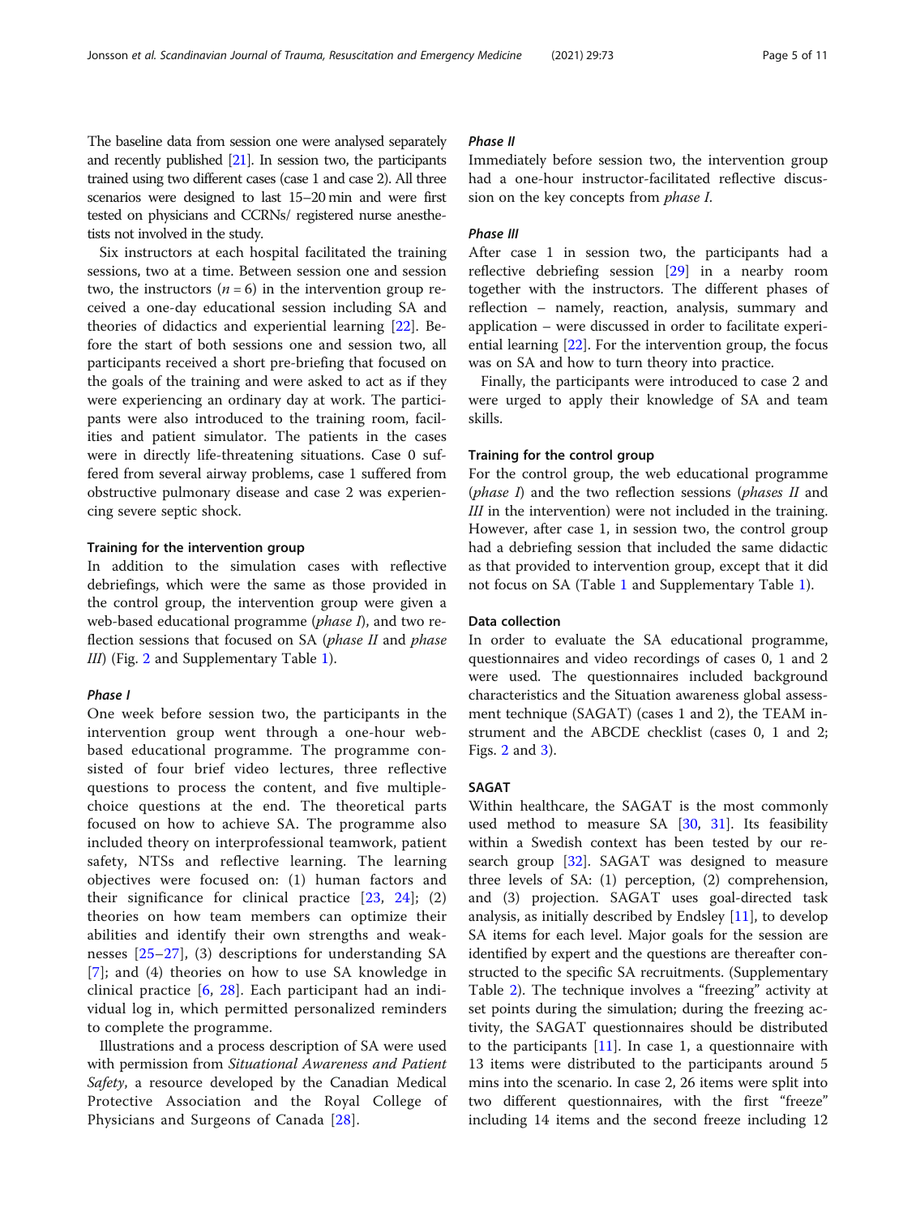The baseline data from session one were analysed separately and recently published [21]. In session two, the participants trained using two different cases (case 1 and case 2). All three scenarios were designed to last 15–20 min and were first tested on physicians and CCRNs/ registered nurse anesthetists not involved in the study.

Six instructors at each hospital facilitated the training sessions, two at a time. Between session one and session two, the instructors ($n = 6$) in the intervention group received a one-day educational session including SA and theories of didactics and experiential learning [22]. Before the start of both sessions one and session two, all participants received a short pre-briefing that focused on the goals of the training and were asked to act as if they were experiencing an ordinary day at work. The participants were also introduced to the training room, facilities and patient simulator. The patients in the cases were in directly life-threatening situations. Case 0 suffered from several airway problems, case 1 suffered from obstructive pulmonary disease and case 2 was experiencing severe septic shock.

### Training for the intervention group

In addition to the simulation cases with reflective debriefings, which were the same as those provided in the control group, the intervention group were given a web-based educational programme (*phase I*), and two reflection sessions that focused on SA (*phase II* and *phase III*) (Fig. 2 and Supplementary Table 1).

#### *Phase I*

One week before session two, the participants in the intervention group went through a one-hour web-based educational programme. The programme consisted of four brief video lectures, three reflective questions to process the content, and five multiple-choice questions at the end. The theoretical parts focused on how to achieve SA. The programme also included theory on interprofessional teamwork, patient safety, NTSs and reflective learning. The learning objectives were focused on: (1) human factors and their significance for clinical practice [23, 24]; (2) theories on how team members can optimize their abilities and identify their own strengths and weaknesses [25–27], (3) descriptions for understanding SA [7]; and (4) theories on how to use SA knowledge in clinical practice [6, 28]. Each participant had an individual log in, which permitted personalized reminders to complete the programme.

Illustrations and a process description of SA were used with permission from *Situational Awareness and Patient Safety*, a resource developed by the Canadian Medical Protective Association and the Royal College of Physicians and Surgeons of Canada [28].

#### *Phase II*

Immediately before session two, the intervention group had a one-hour instructor-facilitated reflective discussion on the key concepts from *phase I*.

#### *Phase III*

After case 1 in session two, the participants had a reflective debriefing session [29] in a nearby room together with the instructors. The different phases of reflection – namely, reaction, analysis, summary and application – were discussed in order to facilitate experiential learning [22]. For the intervention group, the focus was on SA and how to turn theory into practice.

Finally, the participants were introduced to case 2 and were urged to apply their knowledge of SA and team skills.

### Training for the control group

For the control group, the web educational programme (*phase I*) and the two reflection sessions (*phases II* and *III* in the intervention) were not included in the training. However, after case 1, in session two, the control group had a debriefing session that included the same didactic as that provided to intervention group, except that it did not focus on SA (Table 1 and Supplementary Table 1).

### Data collection

In order to evaluate the SA educational programme, questionnaires and video recordings of cases 0, 1 and 2 were used. The questionnaires included background characteristics and the Situation awareness global assessment technique (SAGAT) (cases 1 and 2), the TEAM instrument and the ABCDE checklist (cases 0, 1 and 2; Figs. 2 and 3).

### SAGAT

Within healthcare, the SAGAT is the most commonly used method to measure SA [30, 31]. Its feasibility within a Swedish context has been tested by our research group [32]. SAGAT was designed to measure three levels of SA: (1) perception, (2) comprehension, and (3) projection. SAGAT uses goal-directed task analysis, as initially described by Endsley [11], to develop SA items for each level. Major goals for the session are identified by expert and the questions are thereafter constructed to the specific SA recruitments. (Supplementary Table 2). The technique involves a "freezing" activity at set points during the simulation; during the freezing activity, the SAGAT questionnaires should be distributed to the participants [11]. In case 1, a questionnaire with 13 items were distributed to the participants around 5 mins into the scenario. In case 2, 26 items were split into two different questionnaires, with the first "freeze" including 14 items and the second freeze including 12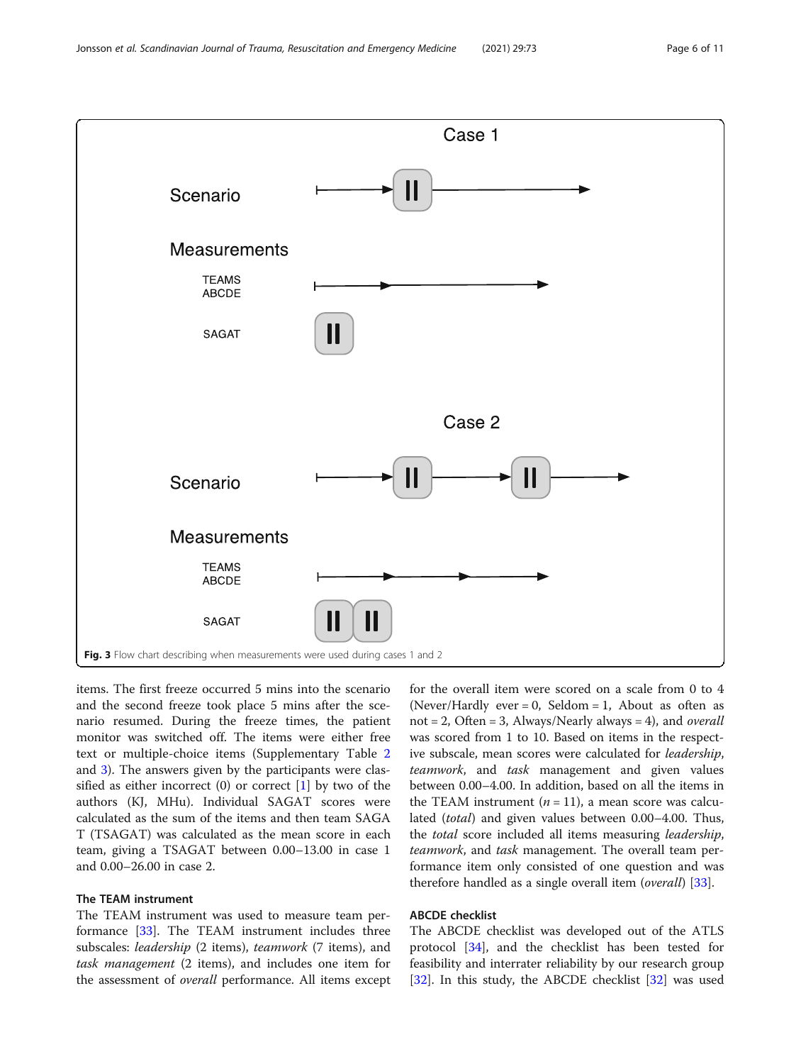Fig. 3 Flow chart describing when measurements were used during cases 1 and 2

items. The first freeze occurred 5 mins into the scenario and the second freeze took place 5 mins after the scenario resumed. During the freeze times, the patient monitor was switched off. The items were either free text or multiple-choice items (Supplementary Table 2 and 3). The answers given by the participants were classified as either incorrect (0) or correct [1] by two of the authors (KJ, MHu). Individual SAGAT scores were calculated as the sum of the items and then team SAGAT (TSAGAT) was calculated as the mean score in each team, giving a TSAGAT between 0.00–13.00 in case 1 and 0.00–26.00 in case 2.

### The TEAM instrument

The TEAM instrument was used to measure team performance [33]. The TEAM instrument includes three subscales: *leadership* (2 items), *teamwork* (7 items), and *task management* (2 items), and includes one item for the assessment of *overall* performance. All items except for the overall item were scored on a scale from 0 to 4 (Never/Hardly ever = 0, Seldom = 1, About as often as not = 2, Often = 3, Always/Nearly always = 4), and *overall* was scored from 1 to 10. Based on items in the respective subscale, mean scores were calculated for *leadership*, *teamwork*, and *task* management and given values between 0.00–4.00. In addition, based on all the items in the TEAM instrument ($n = 11$), a mean score was calculated (*total*) and given values between 0.00–4.00. Thus, the *total* score included all items measuring *leadership*, *teamwork*, and *task* management. The overall team performance item only consisted of one question and was therefore handled as a single overall item (*overall*) [33].

### ABCDE checklist

The ABCDE checklist was developed out of the ATLS protocol [34], and the checklist has been tested for feasibility and interrater reliability by our research group [32]. In this study, the ABCDE checklist [32] was used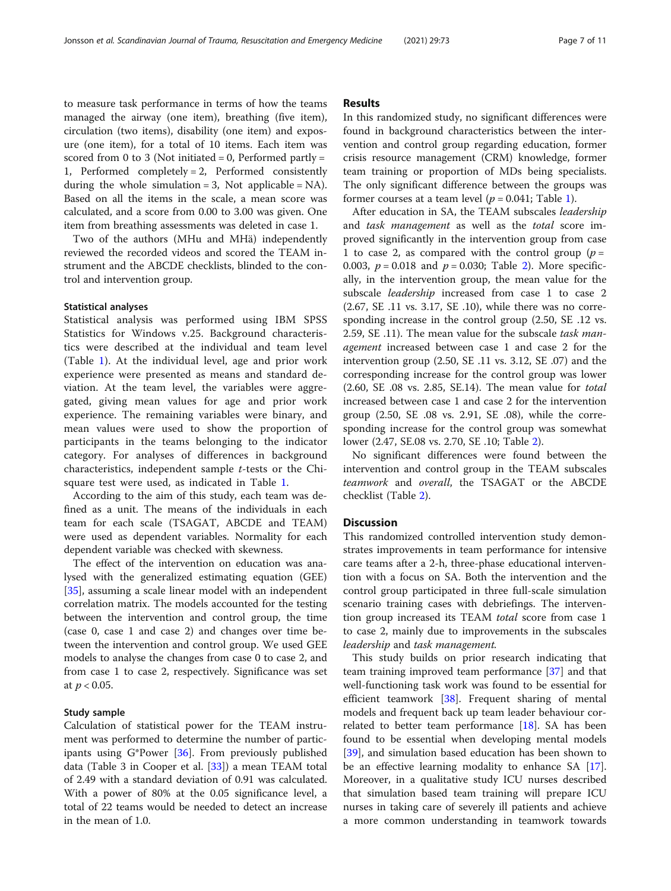to measure task performance in terms of how the teams managed the airway (one item), breathing (five item), circulation (two items), disability (one item) and exposure (one item), for a total of 10 items. Each item was scored from 0 to 3 (Not initiated = 0, Performed partly = 1, Performed completely = 2, Performed consistently during the whole simulation = 3, Not applicable = NA). Based on all the items in the scale, a mean score was calculated, and a score from 0.00 to 3.00 was given. One item from breathing assessments was deleted in case 1.

Two of the authors (MHu and MHä) independently reviewed the recorded videos and scored the TEAM instrument and the ABCDE checklists, blinded to the control and intervention group.

#### Statistical analyses

Statistical analysis was performed using IBM SPSS Statistics for Windows v.25. Background characteristics were described at the individual and team level (Table 1). At the individual level, age and prior work experience were presented as means and standard deviation. At the team level, the variables were aggregated, giving mean values for age and prior work experience. The remaining variables were binary, and mean values were used to show the proportion of participants in the teams belonging to the indicator category. For analyses of differences in background characteristics, independent sample *t*-tests or the Chi-square test were used, as indicated in Table 1.

According to the aim of this study, each team was defined as a unit. The means of the individuals in each team for each scale (TSAGAT, ABCDE and TEAM) were used as dependent variables. Normality for each dependent variable was checked with skewness.

The effect of the intervention on education was analysed with the generalized estimating equation (GEE) [35], assuming a scale linear model with an independent correlation matrix. The models accounted for the testing between the intervention and control group, the time (case 0, case 1 and case 2) and changes over time between the intervention and control group. We used GEE models to analyse the changes from case 0 to case 2, and from case 1 to case 2, respectively. Significance was set at $p < 0.05$.

#### Study sample

Calculation of statistical power for the TEAM instrument was performed to determine the number of participants using G*Power [36]. From previously published data (Table 3 in Cooper et al. [33]) a mean TEAM total of 2.49 with a standard deviation of 0.91 was calculated. With a power of 80% at the 0.05 significance level, a total of 22 teams would be needed to detect an increase in the mean of 1.0.

## Results

In this randomized study, no significant differences were found in background characteristics between the intervention and control group regarding education, former crisis resource management (CRM) knowledge, former team training or proportion of MDs being specialists. The only significant difference between the groups was former courses at a team level ($p = 0.041$; Table 1).

After education in SA, the TEAM subscales *leadership* and *task management* as well as the *total* score improved significantly in the intervention group from case 1 to case 2, as compared with the control group ($p = 0.003$, $p = 0.018$ and $p = 0.030$; Table 2). More specifically, in the intervention group, the mean value for the subscale *leadership* increased from case 1 to case 2 (2.67, SE .11 vs. 3.17, SE .10), while there was no corresponding increase in the control group (2.50, SE .12 vs. 2.59, SE .11). The mean value for the subscale *task management* increased between case 1 and case 2 for the intervention group (2.50, SE .11 vs. 3.12, SE .07) and the corresponding increase for the control group was lower (2.60, SE .08 vs. 2.85, SE.14). The mean value for *total* increased between case 1 and case 2 for the intervention group (2.50, SE .08 vs. 2.91, SE .08), while the corresponding increase for the control group was somewhat lower (2.47, SE.08 vs. 2.70, SE .10; Table 2).

No significant differences were found between the intervention and control group in the TEAM subscales *teamwork* and *overall*, the TSAGAT or the ABCDE checklist (Table 2).

## Discussion

This randomized controlled intervention study demonstrates improvements in team performance for intensive care teams after a 2-h, three-phase educational intervention with a focus on SA. Both the intervention and the control group participated in three full-scale simulation scenario training cases with debriefings. The intervention group increased its TEAM *total* score from case 1 to case 2, mainly due to improvements in the subscales *leadership* and *task management.*

This study builds on prior research indicating that team training improved team performance [37] and that well-functioning task work was found to be essential for efficient teamwork [38]. Frequent sharing of mental models and frequent back up team leader behaviour correlated to better team performance [18]. SA has been found to be essential when developing mental models [39], and simulation based education has been shown to be an effective learning modality to enhance SA [17]. Moreover, in a qualitative study ICU nurses described that simulation based team training will prepare ICU nurses in taking care of severely ill patients and achieve a more common understanding in teamwork towards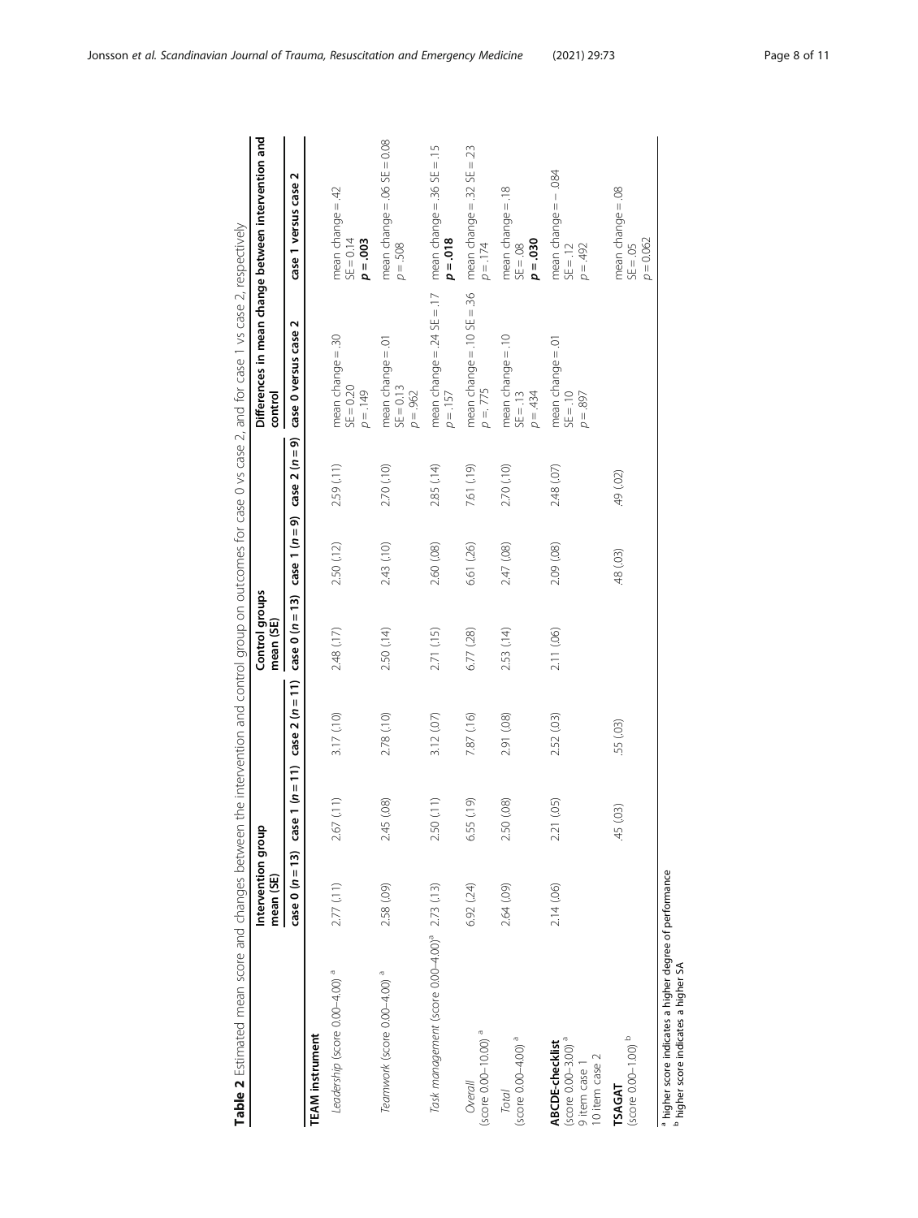**Table 2** Estimated mean score and changes between the intervention and control group on outcomes for case 0 vs case 2, and for case 1 vs case 2, respectively

| | Intervention group mean (SE) | | | Control groups mean (SE) | | | Differences in mean change between intervention and control | |
|---|---|---|---|---|---|---|---|---|
| | case 0 (n = 13) | case 1 (n = 11) | case 2 (n = 11) | case 0 (n = 13) | case 1 (n = 9) | case 2 (n = 9) | case 0 versus case 2 | case 1 versus case 2 |
| **TEAM instrument** | | | | | | | | |
| *Leadership* (score 0.00–4.00) [a] | 2.77 (.11) | 2.67 (.11) | 3.17 (.10) | 2.48 (.17) | 2.50 (.12) | 2.59 (.11) | mean change = .30 SE = 0.20 p = .149 | mean change = .42 SE = 0.14 **p = .003** |
| *Teamwork* (score 0.00–4.00) [a] | 2.58 (.09) | 2.45 (.08) | 2.78 (.10) | 2.50 (.14) | 2.43 (.10) | 2.70 (.10) | mean change = .01 SE = 0.13 p = .962 | mean change = .06 SE = 0.08 p = .508 |
| *Task management* (score 0.00–4.00)[a] | 2.73 (.13) | 2.50 (.11) | 3.12 (.07) | 2.71 (.15) | 2.60 (.08) | 2.85 (.14) | mean change = .24 SE = .17 p = .157 | mean change = .36 SE = .15 **p = .018** |
| *Overall* (score 0.00–10.00) [a] | 6.92 (.24) | 6.55 (.19) | 7.87 (.16) | 6.77 (.28) | 6.61 (.26) | 7.61 (.19) | mean change = .10 SE = .36 p =, 775 | mean change = .32 SE = .23 p = .174 |
| *Total* (score 0.00–4.00) [a] | 2.64 (.09) | 2.50 (.08) | 2.91 (.08) | 2.53 (.14) | 2.47 (.08) | 2.70 (.10) | mean change = .10 SE = .13 p = .434 | mean change = .18 SE = .08 **p = .030** |
| **ABCDE-checklist** (score 0.00–3.00) [a] 9 item case 1 10 item case 2 | 2.14 (.06) | 2.21 (.05) | 2.52 (.03) | 2.11 (.06) | 2.09 (.08) | 2.48 (.07) | mean change = .01 SE = .10 p = .897 | mean change = − .084 SE = .12 p = .492 |
| **TSAGAT** (score 0.00–1.00) [b] | | .45 (.03) | .55 (.03) | | .48 (.03) | .49 (.02) | | mean change = .08 SE = .05 p = 0.062 |

[a] higher score indicates a higher degree of performance
[b] higher score indicates a higher SA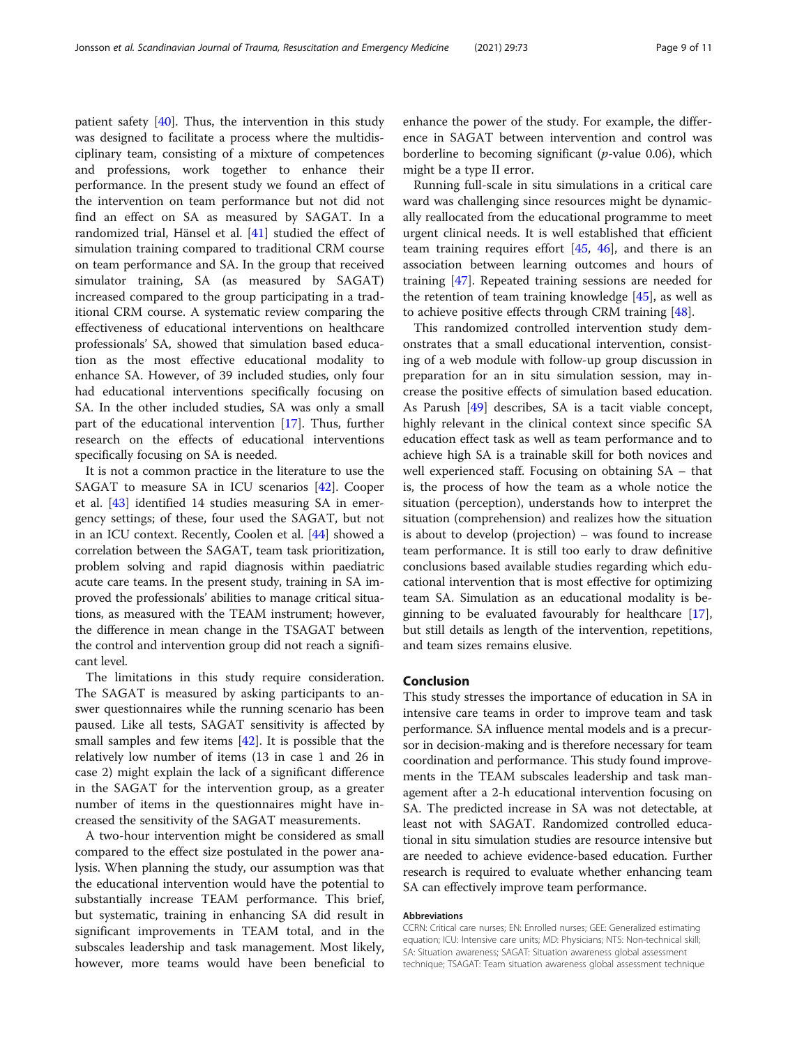patient safety [40]. Thus, the intervention in this study was designed to facilitate a process where the multidisciplinary team, consisting of a mixture of competences and professions, work together to enhance their performance. In the present study we found an effect of the intervention on team performance but not did not find an effect on SA as measured by SAGAT. In a randomized trial, Hänsel et al. [41] studied the effect of simulation training compared to traditional CRM course on team performance and SA. In the group that received simulator training, SA (as measured by SAGAT) increased compared to the group participating in a traditional CRM course. A systematic review comparing the effectiveness of educational interventions on healthcare professionals' SA, showed that simulation based education as the most effective educational modality to enhance SA. However, of 39 included studies, only four had educational interventions specifically focusing on SA. In the other included studies, SA was only a small part of the educational intervention [17]. Thus, further research on the effects of educational interventions specifically focusing on SA is needed.

It is not a common practice in the literature to use the SAGAT to measure SA in ICU scenarios [42]. Cooper et al. [43] identified 14 studies measuring SA in emergency settings; of these, four used the SAGAT, but not in an ICU context. Recently, Coolen et al. [44] showed a correlation between the SAGAT, team task prioritization, problem solving and rapid diagnosis within paediatric acute care teams. In the present study, training in SA improved the professionals' abilities to manage critical situations, as measured with the TEAM instrument; however, the difference in mean change in the TSAGAT between the control and intervention group did not reach a significant level.

The limitations in this study require consideration. The SAGAT is measured by asking participants to answer questionnaires while the running scenario has been paused. Like all tests, SAGAT sensitivity is affected by small samples and few items [42]. It is possible that the relatively low number of items (13 in case 1 and 26 in case 2) might explain the lack of a significant difference in the SAGAT for the intervention group, as a greater number of items in the questionnaires might have increased the sensitivity of the SAGAT measurements.

A two-hour intervention might be considered as small compared to the effect size postulated in the power analysis. When planning the study, our assumption was that the educational intervention would have the potential to substantially increase TEAM performance. This brief, but systematic, training in enhancing SA did result in significant improvements in TEAM total, and in the subscales leadership and task management. Most likely, however, more teams would have been beneficial to enhance the power of the study. For example, the difference in SAGAT between intervention and control was borderline to becoming significant ($p$-value 0.06), which might be a type II error.

Running full-scale in situ simulations in a critical care ward was challenging since resources might be dynamically reallocated from the educational programme to meet urgent clinical needs. It is well established that efficient team training requires effort [45, 46], and there is an association between learning outcomes and hours of training [47]. Repeated training sessions are needed for the retention of team training knowledge [45], as well as to achieve positive effects through CRM training [48].

This randomized controlled intervention study demonstrates that a small educational intervention, consisting of a web module with follow-up group discussion in preparation for an in situ simulation session, may increase the positive effects of simulation based education. As Parush [49] describes, SA is a tacit viable concept, highly relevant in the clinical context since specific SA education effect task as well as team performance and to achieve high SA is a trainable skill for both novices and well experienced staff. Focusing on obtaining SA – that is, the process of how the team as a whole notice the situation (perception), understands how to interpret the situation (comprehension) and realizes how the situation is about to develop (projection) – was found to increase team performance. It is still too early to draw definitive conclusions based available studies regarding which educational intervention that is most effective for optimizing team SA. Simulation as an educational modality is beginning to be evaluated favourably for healthcare [17], but still details as length of the intervention, repetitions, and team sizes remains elusive.

## Conclusion

This study stresses the importance of education in SA in intensive care teams in order to improve team and task performance. SA influence mental models and is a precursor in decision-making and is therefore necessary for team coordination and performance. This study found improvements in the TEAM subscales leadership and task management after a 2-h educational intervention focusing on SA. The predicted increase in SA was not detectable, at least not with SAGAT. Randomized controlled educational in situ simulation studies are resource intensive but are needed to achieve evidence-based education. Further research is required to evaluate whether enhancing team SA can effectively improve team performance.

#### Abbreviations

CCRN: Critical care nurses; EN: Enrolled nurses; GEE: Generalized estimating equation; ICU: Intensive care units; MD: Physicians; NTS: Non-technical skill; SA: Situation awareness; SAGAT: Situation awareness global assessment technique; TSAGAT: Team situation awareness global assessment technique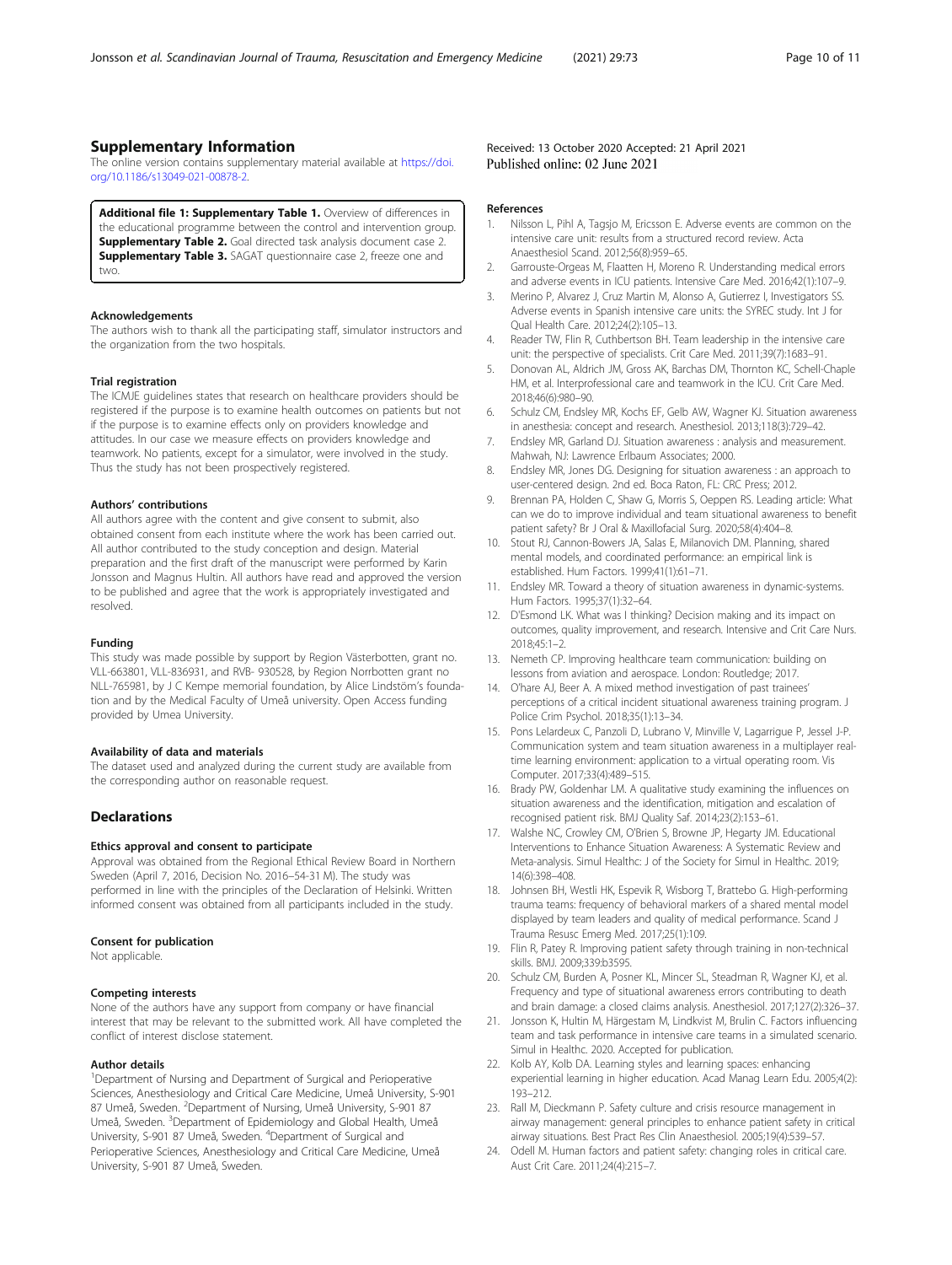## Supplementary Information

The online version contains supplementary material available at https://doi.org/10.1186/s13049-021-00878-2.

**Additional file 1: Supplementary Table 1.** Overview of differences in the educational programme between the control and intervention group. **Supplementary Table 2.** Goal directed task analysis document case 2. **Supplementary Table 3.** SAGAT questionnaire case 2, freeze one and two.

### Acknowledgements

The authors wish to thank all the participating staff, simulator instructors and the organization from the two hospitals.

### Trial registration

The ICMJE guidelines states that research on healthcare providers should be registered if the purpose is to examine health outcomes on patients but not if the purpose is to examine effects only on providers knowledge and attitudes. In our case we measure effects on providers knowledge and teamwork. No patients, except for a simulator, were involved in the study. Thus the study has not been prospectively registered.

### Authors' contributions

All authors agree with the content and give consent to submit, also obtained consent from each institute where the work has been carried out. All author contributed to the study conception and design. Material preparation and the first draft of the manuscript were performed by Karin Jonsson and Magnus Hultin. All authors have read and approved the version to be published and agree that the work is appropriately investigated and resolved.

### Funding

This study was made possible by support by Region Västerbotten, grant no. VLL-663801, VLL-836931, and RVB- 930528, by Region Norrbotten grant no NLL-765981, by J C Kempe memorial foundation, by Alice Lindstöm's foundation and by the Medical Faculty of Umeå university. Open Access funding provided by Umea University.

### Availability of data and materials

The dataset used and analyzed during the current study are available from the corresponding author on reasonable request.

## Declarations

### Ethics approval and consent to participate

Approval was obtained from the Regional Ethical Review Board in Northern Sweden (April 7, 2016, Decision No. 2016–54-31 M). The study was performed in line with the principles of the Declaration of Helsinki. Written informed consent was obtained from all participants included in the study.

### Consent for publication

Not applicable.

### Competing interests

None of the authors have any support from company or have financial interest that may be relevant to the submitted work. All have completed the conflict of interest disclose statement.

### Author details

[1]Department of Nursing and Department of Surgical and Perioperative Sciences, Anesthesiology and Critical Care Medicine, Umeå University, S-901 87 Umeå, Sweden. [2]Department of Nursing, Umeå University, S-901 87 Umeå, Sweden. [3]Department of Epidemiology and Global Health, Umeå University, S-901 87 Umeå, Sweden. [4]Department of Surgical and Perioperative Sciences, Anesthesiology and Critical Care Medicine, Umeå University, S-901 87 Umeå, Sweden.

Received: 13 October 2020 Accepted: 21 April 2021
Published online: 02 June 2021

### References

1. Nilsson L, Pihl A, Tagsjo M, Ericsson E. Adverse events are common on the intensive care unit: results from a structured record review. Acta Anaesthesiol Scand. 2012;56(8):959–65.
2. Garrouste-Orgeas M, Flaatten H, Moreno R. Understanding medical errors and adverse events in ICU patients. Intensive Care Med. 2016;42(1):107–9.
3. Merino P, Alvarez J, Cruz Martin M, Alonso A, Gutierrez I, Investigators SS. Adverse events in Spanish intensive care units: the SYREC study. Int J for Qual Health Care. 2012;24(2):105–13.
4. Reader TW, Flin R, Cuthbertson BH. Team leadership in the intensive care unit: the perspective of specialists. Crit Care Med. 2011;39(7):1683–91.
5. Donovan AL, Aldrich JM, Gross AK, Barchas DM, Thornton KC, Schell-Chaple HM, et al. Interprofessional care and teamwork in the ICU. Crit Care Med. 2018;46(6):980–90.
6. Schulz CM, Endsley MR, Kochs EF, Gelb AW, Wagner KJ. Situation awareness in anesthesia: concept and research. Anesthesiol. 2013;118(3):729–42.
7. Endsley MR, Garland DJ. Situation awareness : analysis and measurement. Mahwah, NJ: Lawrence Erlbaum Associates; 2000.
8. Endsley MR, Jones DG. Designing for situation awareness : an approach to user-centered design. 2nd ed. Boca Raton, FL: CRC Press; 2012.
9. Brennan PA, Holden C, Shaw G, Morris S, Oeppen RS. Leading article: What can we do to improve individual and team situational awareness to benefit patient safety? Br J Oral & Maxillofacial Surg. 2020;58(4):404–8.
10. Stout RJ, Cannon-Bowers JA, Salas E, Milanovich DM. Planning, shared mental models, and coordinated performance: an empirical link is established. Hum Factors. 1999;41(1):61–71.
11. Endsley MR. Toward a theory of situation awareness in dynamic-systems. Hum Factors. 1995;37(1):32–64.
12. D'Esmond LK. What was I thinking? Decision making and its impact on outcomes, quality improvement, and research. Intensive and Crit Care Nurs. 2018;45:1–2.
13. Nemeth CP. Improving healthcare team communication: building on lessons from aviation and aerospace. London: Routledge; 2017.
14. O'hare AJ, Beer A. A mixed method investigation of past trainees' perceptions of a critical incident situational awareness training program. J Police Crim Psychol. 2018;35(1):13–34.
15. Pons Lelardeux C, Panzoli D, Lubrano V, Minville V, Lagarrigue P, Jessel J-P. Communication system and team situation awareness in a multiplayer real-time learning environment: application to a virtual operating room. Vis Computer. 2017;33(4):489–515.
16. Brady PW, Goldenhar LM. A qualitative study examining the influences on situation awareness and the identification, mitigation and escalation of recognised patient risk. BMJ Quality Saf. 2014;23(2):153–61.
17. Walshe NC, Crowley CM, O'Brien S, Browne JP, Hegarty JM. Educational Interventions to Enhance Situation Awareness: A Systematic Review and Meta-analysis. Simul Healthc: J of the Society for Simul in Healthc. 2019; 14(6):398–408.
18. Johnsen BH, Westli HK, Espevik R, Wisborg T, Brattebo G. High-performing trauma teams: frequency of behavioral markers of a shared mental model displayed by team leaders and quality of medical performance. Scand J Trauma Resusc Emerg Med. 2017;25(1):109.
19. Flin R, Patey R. Improving patient safety through training in non-technical skills. BMJ. 2009;339:b3595.
20. Schulz CM, Burden A, Posner KL, Mincer SL, Steadman R, Wagner KJ, et al. Frequency and type of situational awareness errors contributing to death and brain damage: a closed claims analysis. Anesthesiol. 2017;127(2):326–37.
21. Jonsson K, Hultin M, Härgestam M, Lindkvist M, Brulin C. Factors influencing team and task performance in intensive care teams in a simulated scenario. Simul in Healthc. 2020. Accepted for publication.
22. Kolb AY, Kolb DA. Learning styles and learning spaces: enhancing experiential learning in higher education. Acad Manag Learn Edu. 2005;4(2): 193–212.
23. Rall M, Dieckmann P. Safety culture and crisis resource management in airway management: general principles to enhance patient safety in critical airway situations. Best Pract Res Clin Anaesthesiol. 2005;19(4):539–57.
24. Odell M. Human factors and patient safety: changing roles in critical care. Aust Crit Care. 2011;24(4):215–7.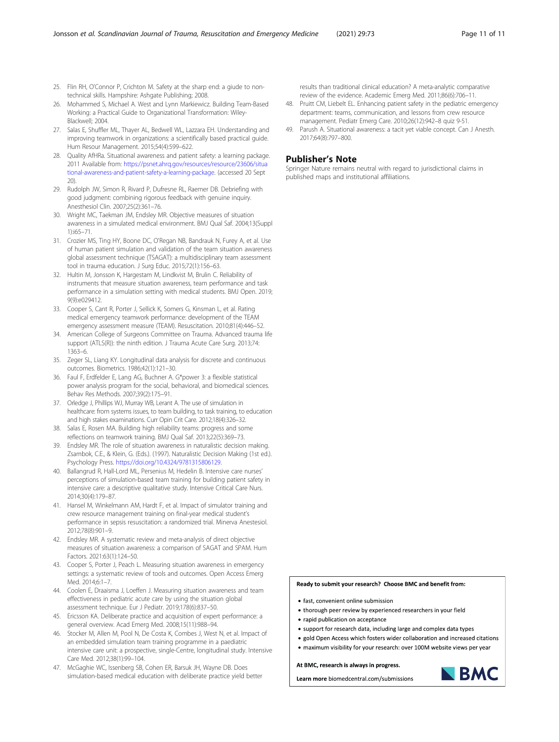25. Flin RH, O'Connor P, Crichton M. Safety at the sharp end: a giude to non-technical skills. Hampshire: Ashgate Publishing; 2008.
26. Mohammed S, Michael A. West and Lynn Markiewicz. Building Team-Based Working: a Practical Guide to Organizational Transformation: Wiley-Blackwell; 2004.
27. Salas E, Shuffler ML, Thayer AL, Bedwell WL, Lazzara EH. Understanding and improving teamwork in organizations: a scientifically based practical guide. Hum Resour Management. 2015;54(4):599–622.
28. Quality AfHRa. Situational awareness and patient safety: a learning package. 2011 Available from: https://psnet.ahrq.gov/resources/resource/23606/situational-awareness-and-patient-safety-a-learning-package. (accessed 20 Sept 20).
29. Rudolph JW, Simon R, Rivard P, Dufresne RL, Raemer DB. Debriefing with good judgment: combining rigorous feedback with genuine inquiry. Anesthesiol Clin. 2007;25(2):361–76.
30. Wright MC, Taekman JM, Endsley MR. Objective measures of situation awareness in a simulated medical environment. BMJ Qual Saf. 2004;13(Suppl 1):i65–71.
31. Crozier MS, Ting HY, Boone DC, O'Regan NB, Bandrauk N, Furey A, et al. Use of human patient simulation and validation of the team situation awareness global assessment technique (TSAGAT): a multidisciplinary team assessment tool in trauma education. J Surg Educ. 2015;72(1):156–63.
32. Hultin M, Jonsson K, Hargestam M, Lindkvist M, Brulin C. Reliability of instruments that measure situation awareness, team performance and task performance in a simulation setting with medical students. BMJ Open. 2019; 9(9):e029412.
33. Cooper S, Cant R, Porter J, Sellick K, Somers G, Kinsman L, et al. Rating medical emergency teamwork performance: development of the TEAM emergency assessment measure (TEAM). Resuscitation. 2010;81(4):446–52.
34. American College of Surgeons Committee on Trauma. Advanced trauma life support (ATLS(R)): the ninth edition. J Trauma Acute Care Surg. 2013;74: 1363–6.
35. Zeger SL, Liang KY. Longitudinal data analysis for discrete and continuous outcomes. Biometrics. 1986;42(1):121–30.
36. Faul F, Erdfelder E, Lang AG, Buchner A. G*power 3: a flexible statistical power analysis program for the social, behavioral, and biomedical sciences. Behav Res Methods. 2007;39(2):175–91.
37. Orledge J, Phillips WJ, Murray WB, Lerant A. The use of simulation in healthcare: from systems issues, to team building, to task training, to education and high stakes examinations. Curr Opin Crit Care. 2012;18(4):326–32.
38. Salas E, Rosen MA. Building high reliability teams: progress and some reflections on teamwork training. BMJ Qual Saf. 2013;22(5):369–73.
39. Endsley MR. The role of situation awareness in naturalistic decision making. Zsambok, C.E., & Klein, G. (Eds.). (1997). Naturalistic Decision Making (1st ed.). Psychology Press. https://doi.org/10.4324/9781315806129.
40. Ballangrud R, Hall-Lord ML, Persenius M, Hedelin B. Intensive care nurses' perceptions of simulation-based team training for building patient safety in intensive care: a descriptive qualitative study. Intensive Critical Care Nurs. 2014;30(4):179–87.
41. Hansel M, Winkelmann AM, Hardt F, et al. Impact of simulator training and crew resource management training on final-year medical student's performance in sepsis resuscitation: a randomized trial. Minerva Anestesiol. 2012;78(8):901–9.
42. Endsley MR. A systematic review and meta-analysis of direct objective measures of situation awareness: a comparison of SAGAT and SPAM. Hum Factors. 2021:63(1):124–50.
43. Cooper S, Porter J, Peach L. Measuring situation awareness in emergency settings: a systematic review of tools and outcomes. Open Access Emerg Med. 2014;6:1–7.
44. Coolen E, Draaisma J, Loeffen J. Measuring situation awareness and team effectiveness in pediatric acute care by using the situation global assessment technique. Eur J Pediatr. 2019;178(6):837–50.
45. Ericsson KA. Deliberate practice and acquisition of expert performance: a general overview. Acad Emerg Med. 2008;15(11):988–94.
46. Stocker M, Allen M, Pool N, De Costa K, Combes J, West N, et al. Impact of an embedded simulation team training programme in a paediatric intensive care unit: a prospective, single-Centre, longitudinal study. Intensive Care Med. 2012;38(1):99–104.
47. McGaghie WC, Issenberg SB, Cohen ER, Barsuk JH, Wayne DB. Does simulation-based medical education with deliberate practice yield better results than traditional clinical education? A meta-analytic comparative review of the evidence. Academic Emerg Med. 2011;86(6):706–11.
48. Pruitt CM, Liebelt EL. Enhancing patient safety in the pediatric emergency department: teams, communication, and lessons from crew resource management. Pediatr Emerg Care. 2010;26(12):942–8 quiz 9-51.
49. Parush A. Situational awareness: a tacit yet viable concept. Can J Anesth. 2017;64(8):797–800.

## Publisher's Note

Springer Nature remains neutral with regard to jurisdictional claims in published maps and institutional affiliations.

**Ready to submit your research? Choose BMC and benefit from:**

- fast, convenient online submission
- thorough peer review by experienced researchers in your field
- rapid publication on acceptance
- support for research data, including large and complex data types
- gold Open Access which fosters wider collaboration and increased citations
- maximum visibility for your research: over 100M website views per year

**At BMC, research is always in progress.**

**Learn more** biomedcentral.com/submissions

BMC